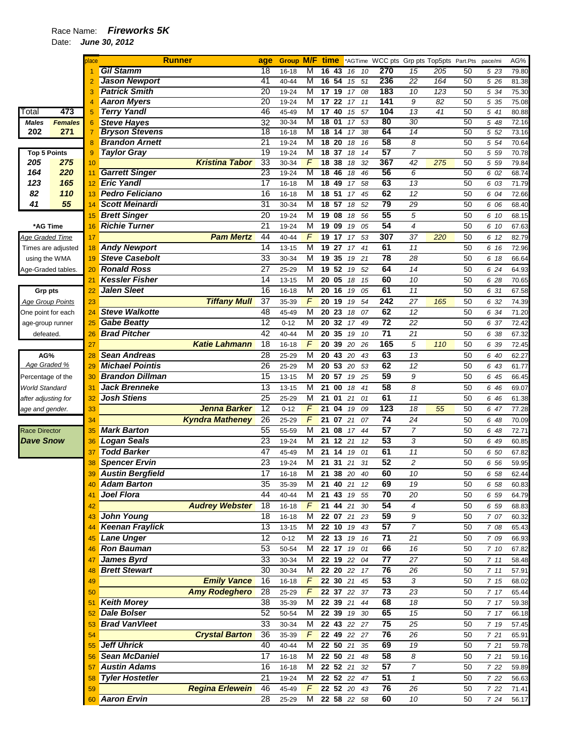Race Name: ***Fireworks 5K***

Date: ***June 30, 2012***

| Total | 473 |
|---|---|
| ***Males*** | ***Females*** |
| **202** | **271** |

| **Top 5 Points** | |
|---|---|
| ***205*** | ***275*** |
| ***164*** | ***220*** |
| ***123*** | ***165*** |
| ***82*** | ***110*** |
| ***41*** | ***55*** |

**\*AG Time**

Age Graded Time

Times are adjusted using the WMA Age-Graded tables.

**Grp pts**

Age Group Points

One point for each age-group runner defeated.

**AG%**

*Age Graded %*

*Percentage of the World Standard after adjusting for age and gender.*

Race Director

***Dave Snow***

| place | Runner | age | Group | M/F | time | *AGTime | WCC pts | Grp pts | Top5pts | Part.Pts | pace/mi | AG% |
|---|---|---|---|---|---|---|---|---|---|---|---|---|
| 1 | Gil Stamm | 18 | 16-18 | M | 16 43 | 16 10 | 270 | 15 | 205 | 50 | 5 23 | 79.80 |
| 2 | Jason Newport | 41 | 40-44 | M | 16 54 | 15 51 | 236 | 22 | 164 | 50 | 5 26 | 81.38 |
| 3 | Patrick Smith | 20 | 19-24 | M | 17 19 | 17 08 | 183 | 10 | 123 | 50 | 5 34 | 75.30 |
| 4 | Aaron Myers | 20 | 19-24 | M | 17 22 | 17 11 | 141 | 9 | 82 | 50 | 5 35 | 75.08 |
| 5 | Terry Yandl | 46 | 45-49 | M | 17 40 | 15 57 | 104 | 13 | 41 | 50 | 5 41 | 80.88 |
| 6 | Steve Hayes | 32 | 30-34 | M | 18 01 | 17 53 | 80 | 30 | | 50 | 5 48 | 72.16 |
| 7 | Bryson Stevens | 18 | 16-18 | M | 18 14 | 17 38 | 64 | 14 | | 50 | 5 52 | 73.16 |
| 8 | Brandon Arnett | 21 | 19-24 | M | 18 20 | 18 16 | 58 | 8 | | 50 | 5 54 | 70.64 |
| 9 | Taylor Gray | 19 | 19-24 | M | 18 37 | 18 14 | 57 | 7 | | 50 | 5 59 | 70.78 |
| 10 | Kristina Tabor | 33 | 30-34 | F | 18 38 | 18 32 | 367 | 42 | 275 | 50 | 5 59 | 79.84 |
| 11 | Garrett Singer | 23 | 19-24 | M | 18 46 | 18 46 | 56 | 6 | | 50 | 6 02 | 68.74 |
| 12 | Eric Yandl | 17 | 16-18 | M | 18 49 | 17 58 | 63 | 13 | | 50 | 6 03 | 71.79 |
| 13 | Pedro Feliciano | 16 | 16-18 | M | 18 51 | 17 45 | 62 | 12 | | 50 | 6 04 | 72.66 |
| 14 | Scott Meinardi | 31 | 30-34 | M | 18 57 | 18 52 | 79 | 29 | | 50 | 6 06 | 68.40 |
| 15 | Brett Singer | 20 | 19-24 | M | 19 08 | 18 56 | 55 | 5 | | 50 | 6 10 | 68.15 |
| 16 | Richie Turner | 21 | 19-24 | M | 19 09 | 19 05 | 54 | 4 | | 50 | 6 10 | 67.63 |
| 17 | Pam Mertz | 44 | 40-44 | F | 19 17 | 17 53 | 307 | 37 | 220 | 50 | 6 12 | 82.79 |
| 18 | Andy Newport | 14 | 13-15 | M | 19 27 | 17 41 | 61 | 11 | | 50 | 6 16 | 72.96 |
| 19 | Steve Casebolt | 33 | 30-34 | M | 19 35 | 19 21 | 78 | 28 | | 50 | 6 18 | 66.64 |
| 20 | Ronald Ross | 27 | 25-29 | M | 19 52 | 19 52 | 64 | 14 | | 50 | 6 24 | 64.93 |
| 21 | Kessler Fisher | 14 | 13-15 | M | 20 05 | 18 15 | 60 | 10 | | 50 | 6 28 | 70.65 |
| 22 | Jalen Sleet | 16 | 16-18 | M | 20 16 | 19 05 | 61 | 11 | | 50 | 6 31 | 67.58 |
| 23 | Tiffany Mull | 37 | 35-39 | F | 20 19 | 19 54 | 242 | 27 | 165 | 50 | 6 32 | 74.39 |
| 24 | Steve Walkotte | 48 | 45-49 | M | 20 23 | 18 07 | 62 | 12 | | 50 | 6 34 | 71.20 |
| 25 | Gabe Beatty | 12 | 0-12 | M | 20 32 | 17 49 | 72 | 22 | | 50 | 6 37 | 72.42 |
| 26 | Brad Pitcher | 42 | 40-44 | M | 20 35 | 19 10 | 71 | 21 | | 50 | 6 38 | 67.32 |
| 27 | Katie Lahmann | 18 | 16-18 | F | 20 39 | 20 26 | 165 | 5 | 110 | 50 | 6 39 | 72.45 |
| 28 | Sean Andreas | 28 | 25-29 | M | 20 43 | 20 43 | 63 | 13 | | 50 | 6 40 | 62.27 |
| 29 | Michael Pointis | 26 | 25-29 | M | 20 53 | 20 53 | 62 | 12 | | 50 | 6 43 | 61.77 |
| 30 | Brandon Dillman | 15 | 13-15 | M | 20 57 | 19 25 | 59 | 9 | | 50 | 6 45 | 66.45 |
| 31 | Jack Brenneke | 13 | 13-15 | M | 21 00 | 18 41 | 58 | 8 | | 50 | 6 46 | 69.07 |
| 32 | Josh Stiens | 25 | 25-29 | M | 21 01 | 21 01 | 61 | 11 | | 50 | 6 46 | 61.38 |
| 33 | Jenna Barker | 12 | 0-12 | F | 21 04 | 19 09 | 123 | 18 | 55 | 50 | 6 47 | 77.28 |
| 34 | Kyndra Matheney | 26 | 25-29 | F | 21 07 | 21 07 | 74 | 24 | | 50 | 6 48 | 70.09 |
| 35 | Mark Barton | 55 | 55-59 | M | 21 08 | 17 44 | 57 | 7 | | 50 | 6 48 | 72.71 |
| 36 | Logan Seals | 23 | 19-24 | M | 21 12 | 21 12 | 53 | 3 | | 50 | 6 49 | 60.85 |
| 37 | Todd Barker | 47 | 45-49 | M | 21 14 | 19 01 | 61 | 11 | | 50 | 6 50 | 67.82 |
| 38 | Spencer Ervin | 23 | 19-24 | M | 21 31 | 21 31 | 52 | 2 | | 50 | 6 56 | 59.95 |
| 39 | Austin Bergfield | 17 | 16-18 | M | 21 38 | 20 40 | 60 | 10 | | 50 | 6 58 | 62.44 |
| 40 | Adam Barton | 35 | 35-39 | M | 21 40 | 21 12 | 69 | 19 | | 50 | 6 58 | 60.83 |
| 41 | Joel Flora | 44 | 40-44 | M | 21 43 | 19 55 | 70 | 20 | | 50 | 6 59 | 64.79 |
| 42 | Audrey Webster | 18 | 16-18 | F | 21 44 | 21 30 | 54 | 4 | | 50 | 6 59 | 68.83 |
| 43 | John Young | 18 | 16-18 | M | 22 07 | 21 23 | 59 | 9 | | 50 | 7 07 | 60.32 |
| 44 | Keenan Fraylick | 13 | 13-15 | M | 22 10 | 19 43 | 57 | 7 | | 50 | 7 08 | 65.43 |
| 45 | Lane Unger | 12 | 0-12 | M | 22 13 | 19 16 | 71 | 21 | | 50 | 7 09 | 66.93 |
| 46 | Ron Bauman | 53 | 50-54 | M | 22 17 | 19 01 | 66 | 16 | | 50 | 7 10 | 67.82 |
| 47 | James Byrd | 33 | 30-34 | M | 22 19 | 22 04 | 77 | 27 | | 50 | 7 11 | 58.48 |
| 48 | Brett Stewart | 30 | 30-34 | M | 22 20 | 22 17 | 76 | 26 | | 50 | 7 11 | 57.91 |
| 49 | Emily Vance | 16 | 16-18 | F | 22 30 | 21 45 | 53 | 3 | | 50 | 7 15 | 68.02 |
| 50 | Amy Rodeghero | 28 | 25-29 | F | 22 37 | 22 37 | 73 | 23 | | 50 | 7 17 | 65.44 |
| 51 | Keith Morey | 38 | 35-39 | M | 22 39 | 21 44 | 68 | 18 | | 50 | 7 17 | 59.38 |
| 52 | Dale Bolser | 52 | 50-54 | M | 22 39 | 19 30 | 65 | 15 | | 50 | 7 17 | 66.18 |
| 53 | Brad VanVleet | 33 | 30-34 | M | 22 43 | 22 27 | 75 | 25 | | 50 | 7 19 | 57.45 |
| 54 | Crystal Barton | 36 | 35-39 | F | 22 49 | 22 27 | 76 | 26 | | 50 | 7 21 | 65.91 |
| 55 | Jeff Uhrick | 40 | 40-44 | M | 22 50 | 21 35 | 69 | 19 | | 50 | 7 21 | 59.78 |
| 56 | Sean McDaniel | 17 | 16-18 | M | 22 50 | 21 48 | 58 | 8 | | 50 | 7 21 | 59.16 |
| 57 | Austin Adams | 16 | 16-18 | M | 22 52 | 21 32 | 57 | 7 | | 50 | 7 22 | 59.89 |
| 58 | Tyler Hostetler | 21 | 19-24 | M | 22 52 | 22 47 | 51 | 1 | | 50 | 7 22 | 56.63 |
| 59 | Regina Erlewein | 46 | 45-49 | F | 22 52 | 20 43 | 76 | 26 | | 50 | 7 22 | 71.41 |
| 60 | Aaron Ervin | 28 | 25-29 | M | 22 58 | 22 58 | 60 | 10 | | 50 | 7 24 | 56.17 |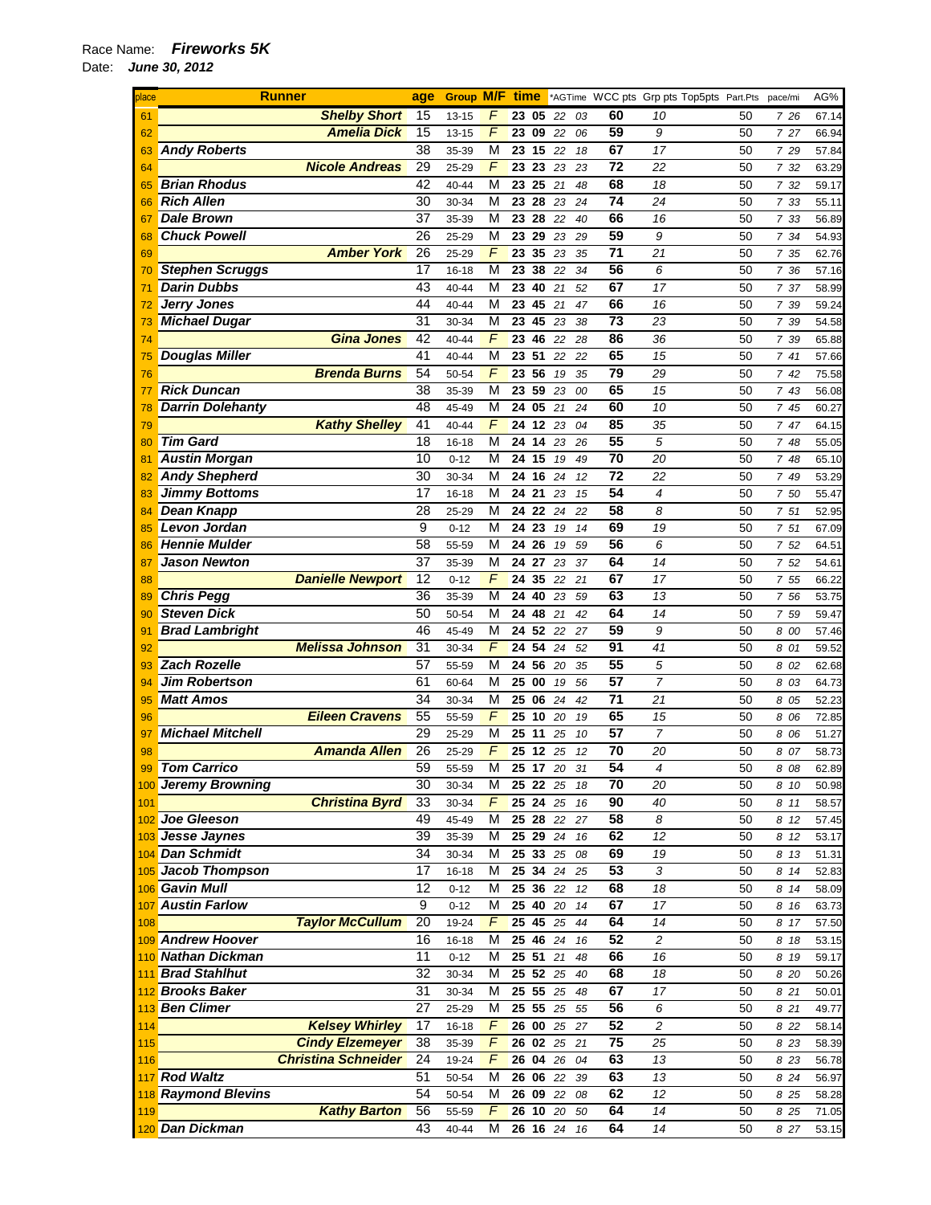Race Name: ***Fireworks 5K***

Date: ***June 30, 2012***

| place | Runner | age | Group | M/F | time | *AGTime | WCC pts | Grp pts | Top5pts | Part.Pts | pace/mi | AG% |
|---|---|---|---|---|---|---|---|---|---|---|---|---|
| 61 | Shelby Short | 15 | 13-15 | F | 23 05 | 22 03 | 60 | 10 | | 50 | 7 26 | 67.14 |
| 62 | Amelia Dick | 15 | 13-15 | F | 23 09 | 22 06 | 59 | 9 | | 50 | 7 27 | 66.94 |
| 63 | Andy Roberts | 38 | 35-39 | M | 23 15 | 22 18 | 67 | 17 | | 50 | 7 29 | 57.84 |
| 64 | Nicole Andreas | 29 | 25-29 | F | 23 23 | 23 23 | 72 | 22 | | 50 | 7 32 | 63.29 |
| 65 | Brian Rhodus | 42 | 40-44 | M | 23 25 | 21 48 | 68 | 18 | | 50 | 7 32 | 59.17 |
| 66 | Rich Allen | 30 | 30-34 | M | 23 28 | 23 24 | 74 | 24 | | 50 | 7 33 | 55.11 |
| 67 | Dale Brown | 37 | 35-39 | M | 23 28 | 22 40 | 66 | 16 | | 50 | 7 33 | 56.89 |
| 68 | Chuck Powell | 26 | 25-29 | M | 23 29 | 23 29 | 59 | 9 | | 50 | 7 34 | 54.93 |
| 69 | Amber York | 26 | 25-29 | F | 23 35 | 23 35 | 71 | 21 | | 50 | 7 35 | 62.76 |
| 70 | Stephen Scruggs | 17 | 16-18 | M | 23 38 | 22 34 | 56 | 6 | | 50 | 7 36 | 57.16 |
| 71 | Darin Dubbs | 43 | 40-44 | M | 23 40 | 21 52 | 67 | 17 | | 50 | 7 37 | 58.99 |
| 72 | Jerry Jones | 44 | 40-44 | M | 23 45 | 21 47 | 66 | 16 | | 50 | 7 39 | 59.24 |
| 73 | Michael Dugar | 31 | 30-34 | M | 23 45 | 23 38 | 73 | 23 | | 50 | 7 39 | 54.58 |
| 74 | Gina Jones | 42 | 40-44 | F | 23 46 | 22 28 | 86 | 36 | | 50 | 7 39 | 65.88 |
| 75 | Douglas Miller | 41 | 40-44 | M | 23 51 | 22 22 | 65 | 15 | | 50 | 7 41 | 57.66 |
| 76 | Brenda Burns | 54 | 50-54 | F | 23 56 | 19 35 | 79 | 29 | | 50 | 7 42 | 75.58 |
| 77 | Rick Duncan | 38 | 35-39 | M | 23 59 | 23 00 | 65 | 15 | | 50 | 7 43 | 56.08 |
| 78 | Darrin Dolehanty | 48 | 45-49 | M | 24 05 | 21 24 | 60 | 10 | | 50 | 7 45 | 60.27 |
| 79 | Kathy Shelley | 41 | 40-44 | F | 24 12 | 23 04 | 85 | 35 | | 50 | 7 47 | 64.15 |
| 80 | Tim Gard | 18 | 16-18 | M | 24 14 | 23 26 | 55 | 5 | | 50 | 7 48 | 55.05 |
| 81 | Austin Morgan | 10 | 0-12 | M | 24 15 | 19 49 | 70 | 20 | | 50 | 7 48 | 65.10 |
| 82 | Andy Shepherd | 30 | 30-34 | M | 24 16 | 24 12 | 72 | 22 | | 50 | 7 49 | 53.29 |
| 83 | Jimmy Bottoms | 17 | 16-18 | M | 24 21 | 23 15 | 54 | 4 | | 50 | 7 50 | 55.47 |
| 84 | Dean Knapp | 28 | 25-29 | M | 24 22 | 24 22 | 58 | 8 | | 50 | 7 51 | 52.95 |
| 85 | Levon Jordan | 9 | 0-12 | M | 24 23 | 19 14 | 69 | 19 | | 50 | 7 51 | 67.09 |
| 86 | Hennie Mulder | 58 | 55-59 | M | 24 26 | 19 59 | 56 | 6 | | 50 | 7 52 | 64.51 |
| 87 | Jason Newton | 37 | 35-39 | M | 24 27 | 23 37 | 64 | 14 | | 50 | 7 52 | 54.61 |
| 88 | Danielle Newport | 12 | 0-12 | F | 24 35 | 22 21 | 67 | 17 | | 50 | 7 55 | 66.22 |
| 89 | Chris Pegg | 36 | 35-39 | M | 24 40 | 23 59 | 63 | 13 | | 50 | 7 56 | 53.75 |
| 90 | Steven Dick | 50 | 50-54 | M | 24 48 | 21 42 | 64 | 14 | | 50 | 7 59 | 59.47 |
| 91 | Brad Lambright | 46 | 45-49 | M | 24 52 | 22 27 | 59 | 9 | | 50 | 8 00 | 57.46 |
| 92 | Melissa Johnson | 31 | 30-34 | F | 24 54 | 24 52 | 91 | 41 | | 50 | 8 01 | 59.52 |
| 93 | Zach Rozelle | 57 | 55-59 | M | 24 56 | 20 35 | 55 | 5 | | 50 | 8 02 | 62.68 |
| 94 | Jim Robertson | 61 | 60-64 | M | 25 00 | 19 56 | 57 | 7 | | 50 | 8 03 | 64.73 |
| 95 | Matt Amos | 34 | 30-34 | M | 25 06 | 24 42 | 71 | 21 | | 50 | 8 05 | 52.23 |
| 96 | Eileen Cravens | 55 | 55-59 | F | 25 10 | 20 19 | 65 | 15 | | 50 | 8 06 | 72.85 |
| 97 | Michael Mitchell | 29 | 25-29 | M | 25 11 | 25 10 | 57 | 7 | | 50 | 8 06 | 51.27 |
| 98 | Amanda Allen | 26 | 25-29 | F | 25 12 | 25 12 | 70 | 20 | | 50 | 8 07 | 58.73 |
| 99 | Tom Carrico | 59 | 55-59 | M | 25 17 | 20 31 | 54 | 4 | | 50 | 8 08 | 62.89 |
| 100 | Jeremy Browning | 30 | 30-34 | M | 25 22 | 25 18 | 70 | 20 | | 50 | 8 10 | 50.98 |
| 101 | Christina Byrd | 33 | 30-34 | F | 25 24 | 25 16 | 90 | 40 | | 50 | 8 11 | 58.57 |
| 102 | Joe Gleeson | 49 | 45-49 | M | 25 28 | 22 27 | 58 | 8 | | 50 | 8 12 | 57.45 |
| 103 | Jesse Jaynes | 39 | 35-39 | M | 25 29 | 24 16 | 62 | 12 | | 50 | 8 12 | 53.17 |
| 104 | Dan Schmidt | 34 | 30-34 | M | 25 33 | 25 08 | 69 | 19 | | 50 | 8 13 | 51.31 |
| 105 | Jacob Thompson | 17 | 16-18 | M | 25 34 | 24 25 | 53 | 3 | | 50 | 8 14 | 52.83 |
| 106 | Gavin Mull | 12 | 0-12 | M | 25 36 | 22 12 | 68 | 18 | | 50 | 8 14 | 58.09 |
| 107 | Austin Farlow | 9 | 0-12 | M | 25 40 | 20 14 | 67 | 17 | | 50 | 8 16 | 63.73 |
| 108 | Taylor McCullum | 20 | 19-24 | F | 25 45 | 25 44 | 64 | 14 | | 50 | 8 17 | 57.50 |
| 109 | Andrew Hoover | 16 | 16-18 | M | 25 46 | 24 16 | 52 | 2 | | 50 | 8 18 | 53.15 |
| 110 | Nathan Dickman | 11 | 0-12 | M | 25 51 | 21 48 | 66 | 16 | | 50 | 8 19 | 59.17 |
| 111 | Brad Stahlhut | 32 | 30-34 | M | 25 52 | 25 40 | 68 | 18 | | 50 | 8 20 | 50.26 |
| 112 | Brooks Baker | 31 | 30-34 | M | 25 55 | 25 48 | 67 | 17 | | 50 | 8 21 | 50.01 |
| 113 | Ben Climer | 27 | 25-29 | M | 25 55 | 25 55 | 56 | 6 | | 50 | 8 21 | 49.77 |
| 114 | Kelsey Whirley | 17 | 16-18 | F | 26 00 | 25 27 | 52 | 2 | | 50 | 8 22 | 58.14 |
| 115 | Cindy Elzemeyer | 38 | 35-39 | F | 26 02 | 25 21 | 75 | 25 | | 50 | 8 23 | 58.39 |
| 116 | Christina Schneider | 24 | 19-24 | F | 26 04 | 26 04 | 63 | 13 | | 50 | 8 23 | 56.78 |
| 117 | Rod Waltz | 51 | 50-54 | M | 26 06 | 22 39 | 63 | 13 | | 50 | 8 24 | 56.97 |
| 118 | Raymond Blevins | 54 | 50-54 | M | 26 09 | 22 08 | 62 | 12 | | 50 | 8 25 | 58.28 |
| 119 | Kathy Barton | 56 | 55-59 | F | 26 10 | 20 50 | 64 | 14 | | 50 | 8 25 | 71.05 |
| 120 | Dan Dickman | 43 | 40-44 | M | 26 16 | 24 16 | 64 | 14 | | 50 | 8 27 | 53.15 |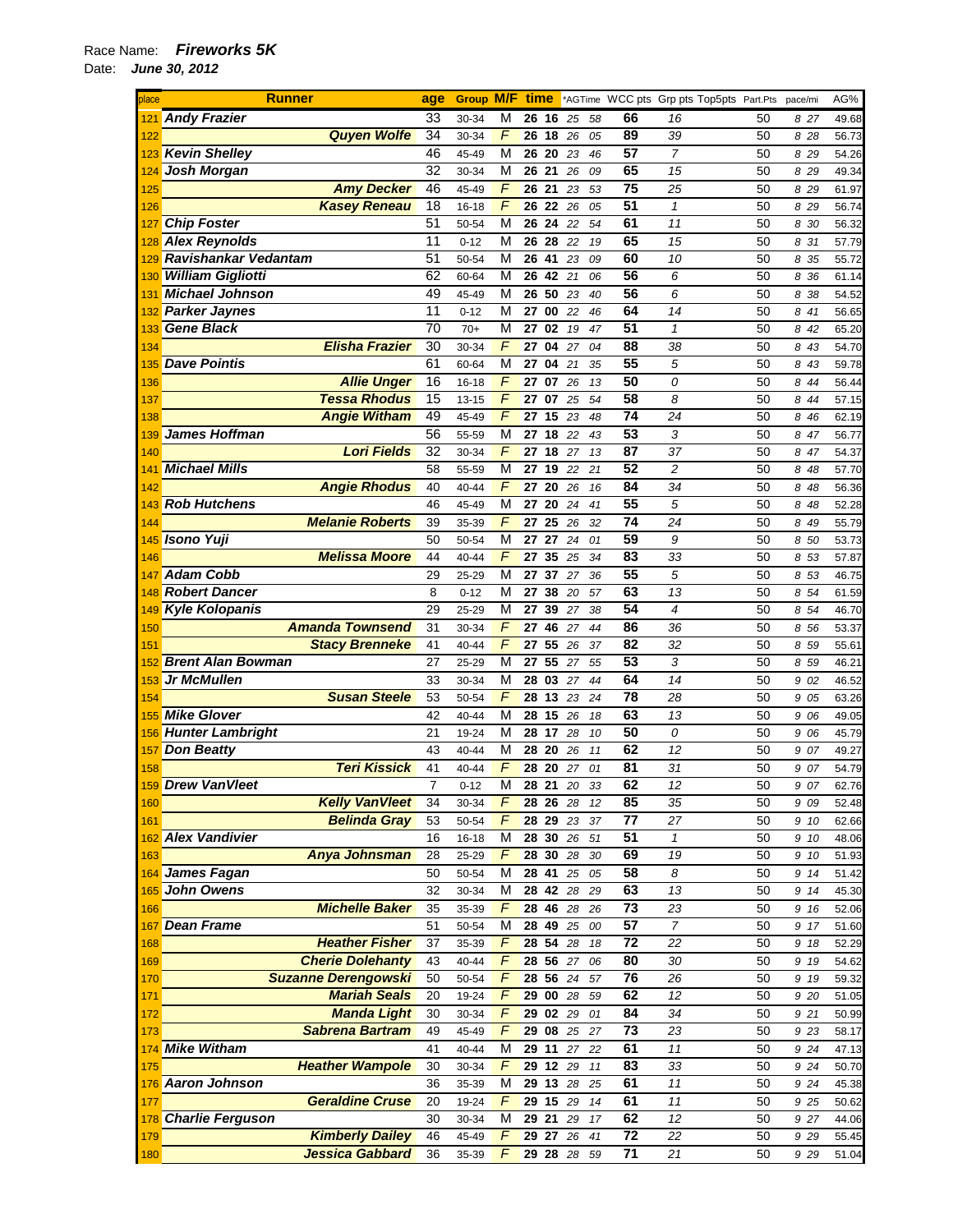Race Name: ***Fireworks 5K***

Date: ***June 30, 2012***

| place | Runner | age | Group | M/F | time | | *AGTime | | WCC pts | Grp pts | Top5pts | Part.Pts | pace/mi | AG% |
|---|---|---|---|---|---|---|---|---|---|---|---|---|---|---|
| 121 | Andy Frazier | 33 | 30-34 | M | 26 | 16 | 25 | 58 | 66 | 16 | | 50 | 8 27 | 49.68 |
| 122 | Quyen Wolfe | 34 | 30-34 | F | 26 | 18 | 26 | 05 | 89 | 39 | | 50 | 8 28 | 56.73 |
| 123 | Kevin Shelley | 46 | 45-49 | M | 26 | 20 | 23 | 46 | 57 | 7 | | 50 | 8 29 | 54.26 |
| 124 | Josh Morgan | 32 | 30-34 | M | 26 | 21 | 26 | 09 | 65 | 15 | | 50 | 8 29 | 49.34 |
| 125 | Amy Decker | 46 | 45-49 | F | 26 | 21 | 23 | 53 | 75 | 25 | | 50 | 8 29 | 61.97 |
| 126 | Kasey Reneau | 18 | 16-18 | F | 26 | 22 | 26 | 05 | 51 | 1 | | 50 | 8 29 | 56.74 |
| 127 | Chip Foster | 51 | 50-54 | M | 26 | 24 | 22 | 54 | 61 | 11 | | 50 | 8 30 | 56.32 |
| 128 | Alex Reynolds | 11 | 0-12 | M | 26 | 28 | 22 | 19 | 65 | 15 | | 50 | 8 31 | 57.79 |
| 129 | Ravishankar Vedantam | 51 | 50-54 | M | 26 | 41 | 23 | 09 | 60 | 10 | | 50 | 8 35 | 55.72 |
| 130 | William Gigliotti | 62 | 60-64 | M | 26 | 42 | 21 | 06 | 56 | 6 | | 50 | 8 36 | 61.14 |
| 131 | Michael Johnson | 49 | 45-49 | M | 26 | 50 | 23 | 40 | 56 | 6 | | 50 | 8 38 | 54.52 |
| 132 | Parker Jaynes | 11 | 0-12 | M | 27 | 00 | 22 | 46 | 64 | 14 | | 50 | 8 41 | 56.65 |
| 133 | Gene Black | 70 | 70+ | M | 27 | 02 | 19 | 47 | 51 | 1 | | 50 | 8 42 | 65.20 |
| 134 | Elisha Frazier | 30 | 30-34 | F | 27 | 04 | 27 | 04 | 88 | 38 | | 50 | 8 43 | 54.70 |
| 135 | Dave Pointis | 61 | 60-64 | M | 27 | 04 | 21 | 35 | 55 | 5 | | 50 | 8 43 | 59.78 |
| 136 | Allie Unger | 16 | 16-18 | F | 27 | 07 | 26 | 13 | 50 | 0 | | 50 | 8 44 | 56.44 |
| 137 | Tessa Rhodus | 15 | 13-15 | F | 27 | 07 | 25 | 54 | 58 | 8 | | 50 | 8 44 | 57.15 |
| 138 | Angie Witham | 49 | 45-49 | F | 27 | 15 | 23 | 48 | 74 | 24 | | 50 | 8 46 | 62.19 |
| 139 | James Hoffman | 56 | 55-59 | M | 27 | 18 | 22 | 43 | 53 | 3 | | 50 | 8 47 | 56.77 |
| 140 | Lori Fields | 32 | 30-34 | F | 27 | 18 | 27 | 13 | 87 | 37 | | 50 | 8 47 | 54.37 |
| 141 | Michael Mills | 58 | 55-59 | M | 27 | 19 | 22 | 21 | 52 | 2 | | 50 | 8 48 | 57.70 |
| 142 | Angie Rhodus | 40 | 40-44 | F | 27 | 20 | 26 | 16 | 84 | 34 | | 50 | 8 48 | 56.36 |
| 143 | Rob Hutchens | 46 | 45-49 | M | 27 | 20 | 24 | 41 | 55 | 5 | | 50 | 8 48 | 52.28 |
| 144 | Melanie Roberts | 39 | 35-39 | F | 27 | 25 | 26 | 32 | 74 | 24 | | 50 | 8 49 | 55.79 |
| 145 | Isono Yuji | 50 | 50-54 | M | 27 | 27 | 24 | 01 | 59 | 9 | | 50 | 8 50 | 53.73 |
| 146 | Melissa Moore | 44 | 40-44 | F | 27 | 35 | 25 | 34 | 83 | 33 | | 50 | 8 53 | 57.87 |
| 147 | Adam Cobb | 29 | 25-29 | M | 27 | 37 | 27 | 36 | 55 | 5 | | 50 | 8 53 | 46.75 |
| 148 | Robert Dancer | 8 | 0-12 | M | 27 | 38 | 20 | 57 | 63 | 13 | | 50 | 8 54 | 61.59 |
| 149 | Kyle Kolopanis | 29 | 25-29 | M | 27 | 39 | 27 | 38 | 54 | 4 | | 50 | 8 54 | 46.70 |
| 150 | Amanda Townsend | 31 | 30-34 | F | 27 | 46 | 27 | 44 | 86 | 36 | | 50 | 8 56 | 53.37 |
| 151 | Stacy Brenneke | 41 | 40-44 | F | 27 | 55 | 26 | 37 | 82 | 32 | | 50 | 8 59 | 55.61 |
| 152 | Brent Alan Bowman | 27 | 25-29 | M | 27 | 55 | 27 | 55 | 53 | 3 | | 50 | 8 59 | 46.21 |
| 153 | Jr McMullen | 33 | 30-34 | M | 28 | 03 | 27 | 44 | 64 | 14 | | 50 | 9 02 | 46.52 |
| 154 | Susan Steele | 53 | 50-54 | F | 28 | 13 | 23 | 24 | 78 | 28 | | 50 | 9 05 | 63.26 |
| 155 | Mike Glover | 42 | 40-44 | M | 28 | 15 | 26 | 18 | 63 | 13 | | 50 | 9 06 | 49.05 |
| 156 | Hunter Lambright | 21 | 19-24 | M | 28 | 17 | 28 | 10 | 50 | 0 | | 50 | 9 06 | 45.79 |
| 157 | Don Beatty | 43 | 40-44 | M | 28 | 20 | 26 | 11 | 62 | 12 | | 50 | 9 07 | 49.27 |
| 158 | Teri Kissick | 41 | 40-44 | F | 28 | 20 | 27 | 01 | 81 | 31 | | 50 | 9 07 | 54.79 |
| 159 | Drew VanVleet | 7 | 0-12 | M | 28 | 21 | 20 | 33 | 62 | 12 | | 50 | 9 07 | 62.76 |
| 160 | Kelly VanVleet | 34 | 30-34 | F | 28 | 26 | 28 | 12 | 85 | 35 | | 50 | 9 09 | 52.48 |
| 161 | Belinda Gray | 53 | 50-54 | F | 28 | 29 | 23 | 37 | 77 | 27 | | 50 | 9 10 | 62.66 |
| 162 | Alex Vandivier | 16 | 16-18 | M | 28 | 30 | 26 | 51 | 51 | 1 | | 50 | 9 10 | 48.06 |
| 163 | Anya Johnsman | 28 | 25-29 | F | 28 | 30 | 28 | 30 | 69 | 19 | | 50 | 9 10 | 51.93 |
| 164 | James Fagan | 50 | 50-54 | M | 28 | 41 | 25 | 05 | 58 | 8 | | 50 | 9 14 | 51.42 |
| 165 | John Owens | 32 | 30-34 | M | 28 | 42 | 28 | 29 | 63 | 13 | | 50 | 9 14 | 45.30 |
| 166 | Michelle Baker | 35 | 35-39 | F | 28 | 46 | 28 | 26 | 73 | 23 | | 50 | 9 16 | 52.06 |
| 167 | Dean Frame | 51 | 50-54 | M | 28 | 49 | 25 | 00 | 57 | 7 | | 50 | 9 17 | 51.60 |
| 168 | Heather Fisher | 37 | 35-39 | F | 28 | 54 | 28 | 18 | 72 | 22 | | 50 | 9 18 | 52.29 |
| 169 | Cherie Dolehanty | 43 | 40-44 | F | 28 | 56 | 27 | 06 | 80 | 30 | | 50 | 9 19 | 54.62 |
| 170 | Suzanne Derengowski | 50 | 50-54 | F | 28 | 56 | 24 | 57 | 76 | 26 | | 50 | 9 19 | 59.32 |
| 171 | Mariah Seals | 20 | 19-24 | F | 29 | 00 | 28 | 59 | 62 | 12 | | 50 | 9 20 | 51.05 |
| 172 | Manda Light | 30 | 30-34 | F | 29 | 02 | 29 | 01 | 84 | 34 | | 50 | 9 21 | 50.99 |
| 173 | Sabrena Bartram | 49 | 45-49 | F | 29 | 08 | 25 | 27 | 73 | 23 | | 50 | 9 23 | 58.17 |
| 174 | Mike Witham | 41 | 40-44 | M | 29 | 11 | 27 | 22 | 61 | 11 | | 50 | 9 24 | 47.13 |
| 175 | Heather Wampole | 30 | 30-34 | F | 29 | 12 | 29 | 11 | 83 | 33 | | 50 | 9 24 | 50.70 |
| 176 | Aaron Johnson | 36 | 35-39 | M | 29 | 13 | 28 | 25 | 61 | 11 | | 50 | 9 24 | 45.38 |
| 177 | Geraldine Cruse | 20 | 19-24 | F | 29 | 15 | 29 | 14 | 61 | 11 | | 50 | 9 25 | 50.62 |
| 178 | Charlie Ferguson | 30 | 30-34 | M | 29 | 21 | 29 | 17 | 62 | 12 | | 50 | 9 27 | 44.06 |
| 179 | Kimberly Dailey | 46 | 45-49 | F | 29 | 27 | 26 | 41 | 72 | 22 | | 50 | 9 29 | 55.45 |
| 180 | Jessica Gabbard | 36 | 35-39 | F | 29 | 28 | 28 | 59 | 71 | 21 | | 50 | 9 29 | 51.04 |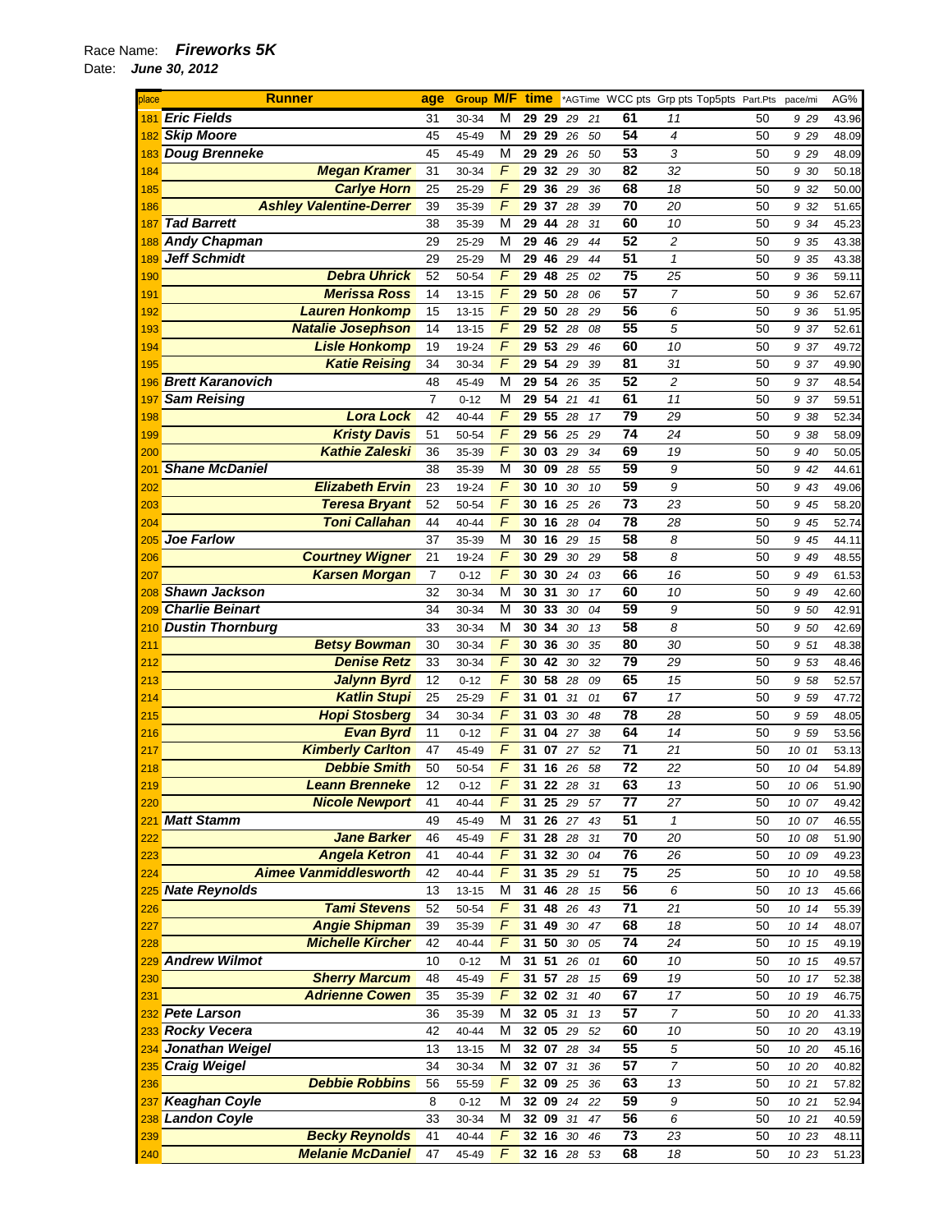Race Name: ***Fireworks 5K***

Date: ***June 30, 2012***

| place | Runner | age | Group | M/F | time | | *AGTime | | WCC pts | Grp pts | Top5pts | Part.Pts | pace/mi | AG% |
|---|---|---|---|---|---|---|---|---|---|---|---|---|---|---|
| 181 | **Eric Fields** | 31 | 30-34 | M | 29 | 29 | 29 | 21 | 61 | 11 | | 50 | 9 29 | 43.96 |
| 182 | **Skip Moore** | 45 | 45-49 | M | 29 | 29 | 26 | 50 | 54 | 4 | | 50 | 9 29 | 48.09 |
| 183 | **Doug Brenneke** | 45 | 45-49 | M | 29 | 29 | 26 | 50 | 53 | 3 | | 50 | 9 29 | 48.09 |
| 184 | **Megan Kramer** | 31 | 30-34 | F | 29 | 32 | 29 | 30 | 82 | 32 | | 50 | 9 30 | 50.18 |
| 185 | **Carlye Horn** | 25 | 25-29 | F | 29 | 36 | 29 | 36 | 68 | 18 | | 50 | 9 32 | 50.00 |
| 186 | **Ashley Valentine-Derrer** | 39 | 35-39 | F | 29 | 37 | 28 | 39 | 70 | 20 | | 50 | 9 32 | 51.65 |
| 187 | **Tad Barrett** | 38 | 35-39 | M | 29 | 44 | 28 | 31 | 60 | 10 | | 50 | 9 34 | 45.23 |
| 188 | **Andy Chapman** | 29 | 25-29 | M | 29 | 46 | 29 | 44 | 52 | 2 | | 50 | 9 35 | 43.38 |
| 189 | **Jeff Schmidt** | 29 | 25-29 | M | 29 | 46 | 29 | 44 | 51 | 1 | | 50 | 9 35 | 43.38 |
| 190 | **Debra Uhrick** | 52 | 50-54 | F | 29 | 48 | 25 | 02 | 75 | 25 | | 50 | 9 36 | 59.11 |
| 191 | **Merissa Ross** | 14 | 13-15 | F | 29 | 50 | 28 | 06 | 57 | 7 | | 50 | 9 36 | 52.67 |
| 192 | **Lauren Honkomp** | 15 | 13-15 | F | 29 | 50 | 28 | 29 | 56 | 6 | | 50 | 9 36 | 51.95 |
| 193 | **Natalie Josephson** | 14 | 13-15 | F | 29 | 52 | 28 | 08 | 55 | 5 | | 50 | 9 37 | 52.61 |
| 194 | **Lisle Honkomp** | 19 | 19-24 | F | 29 | 53 | 29 | 46 | 60 | 10 | | 50 | 9 37 | 49.72 |
| 195 | **Katie Reising** | 34 | 30-34 | F | 29 | 54 | 29 | 39 | 81 | 31 | | 50 | 9 37 | 49.90 |
| 196 | **Brett Karanovich** | 48 | 45-49 | M | 29 | 54 | 26 | 35 | 52 | 2 | | 50 | 9 37 | 48.54 |
| 197 | **Sam Reising** | 7 | 0-12 | M | 29 | 54 | 21 | 41 | 61 | 11 | | 50 | 9 37 | 59.51 |
| 198 | **Lora Lock** | 42 | 40-44 | F | 29 | 55 | 28 | 17 | 79 | 29 | | 50 | 9 38 | 52.34 |
| 199 | **Kristy Davis** | 51 | 50-54 | F | 29 | 56 | 25 | 29 | 74 | 24 | | 50 | 9 38 | 58.09 |
| 200 | **Kathie Zaleski** | 36 | 35-39 | F | 30 | 03 | 29 | 34 | 69 | 19 | | 50 | 9 40 | 50.05 |
| 201 | **Shane McDaniel** | 38 | 35-39 | M | 30 | 09 | 28 | 55 | 59 | 9 | | 50 | 9 42 | 44.61 |
| 202 | **Elizabeth Ervin** | 23 | 19-24 | F | 30 | 10 | 30 | 10 | 59 | 9 | | 50 | 9 43 | 49.06 |
| 203 | **Teresa Bryant** | 52 | 50-54 | F | 30 | 16 | 25 | 26 | 73 | 23 | | 50 | 9 45 | 58.20 |
| 204 | **Toni Callahan** | 44 | 40-44 | F | 30 | 16 | 28 | 04 | 78 | 28 | | 50 | 9 45 | 52.74 |
| 205 | **Joe Farlow** | 37 | 35-39 | M | 30 | 16 | 29 | 15 | 58 | 8 | | 50 | 9 45 | 44.11 |
| 206 | **Courtney Wigner** | 21 | 19-24 | F | 30 | 29 | 30 | 29 | 58 | 8 | | 50 | 9 49 | 48.55 |
| 207 | **Karsen Morgan** | 7 | 0-12 | F | 30 | 30 | 24 | 03 | 66 | 16 | | 50 | 9 49 | 61.53 |
| 208 | **Shawn Jackson** | 32 | 30-34 | M | 30 | 31 | 30 | 17 | 60 | 10 | | 50 | 9 49 | 42.60 |
| 209 | **Charlie Beinart** | 34 | 30-34 | M | 30 | 33 | 30 | 04 | 59 | 9 | | 50 | 9 50 | 42.91 |
| 210 | **Dustin Thornburg** | 33 | 30-34 | M | 30 | 34 | 30 | 13 | 58 | 8 | | 50 | 9 50 | 42.69 |
| 211 | **Betsy Bowman** | 30 | 30-34 | F | 30 | 36 | 30 | 35 | 80 | 30 | | 50 | 9 51 | 48.38 |
| 212 | **Denise Retz** | 33 | 30-34 | F | 30 | 42 | 30 | 32 | 79 | 29 | | 50 | 9 53 | 48.46 |
| 213 | **Jalynn Byrd** | 12 | 0-12 | F | 30 | 58 | 28 | 09 | 65 | 15 | | 50 | 9 58 | 52.57 |
| 214 | **Katlin Stupi** | 25 | 25-29 | F | 31 | 01 | 31 | 01 | 67 | 17 | | 50 | 9 59 | 47.72 |
| 215 | **Hopi Stosberg** | 34 | 30-34 | F | 31 | 03 | 30 | 48 | 78 | 28 | | 50 | 9 59 | 48.05 |
| 216 | **Evan Byrd** | 11 | 0-12 | F | 31 | 04 | 27 | 38 | 64 | 14 | | 50 | 9 59 | 53.56 |
| 217 | **Kimberly Carlton** | 47 | 45-49 | F | 31 | 07 | 27 | 52 | 71 | 21 | | 50 | 10 01 | 53.13 |
| 218 | **Debbie Smith** | 50 | 50-54 | F | 31 | 16 | 26 | 58 | 72 | 22 | | 50 | 10 04 | 54.89 |
| 219 | **Leann Brenneke** | 12 | 0-12 | F | 31 | 22 | 28 | 31 | 63 | 13 | | 50 | 10 06 | 51.90 |
| 220 | **Nicole Newport** | 41 | 40-44 | F | 31 | 25 | 29 | 57 | 77 | 27 | | 50 | 10 07 | 49.42 |
| 221 | **Matt Stamm** | 49 | 45-49 | M | 31 | 26 | 27 | 43 | 51 | 1 | | 50 | 10 07 | 46.55 |
| 222 | **Jane Barker** | 46 | 45-49 | F | 31 | 28 | 28 | 31 | 70 | 20 | | 50 | 10 08 | 51.90 |
| 223 | **Angela Ketron** | 41 | 40-44 | F | 31 | 32 | 30 | 04 | 76 | 26 | | 50 | 10 09 | 49.23 |
| 224 | **Aimee Vanmiddlesworth** | 42 | 40-44 | F | 31 | 35 | 29 | 51 | 75 | 25 | | 50 | 10 10 | 49.58 |
| 225 | **Nate Reynolds** | 13 | 13-15 | M | 31 | 46 | 28 | 15 | 56 | 6 | | 50 | 10 13 | 45.66 |
| 226 | **Tami Stevens** | 52 | 50-54 | F | 31 | 48 | 26 | 43 | 71 | 21 | | 50 | 10 14 | 55.39 |
| 227 | **Angie Shipman** | 39 | 35-39 | F | 31 | 49 | 30 | 47 | 68 | 18 | | 50 | 10 14 | 48.07 |
| 228 | **Michelle Kircher** | 42 | 40-44 | F | 31 | 50 | 30 | 05 | 74 | 24 | | 50 | 10 15 | 49.19 |
| 229 | **Andrew Wilmot** | 10 | 0-12 | M | 31 | 51 | 26 | 01 | 60 | 10 | | 50 | 10 15 | 49.57 |
| 230 | **Sherry Marcum** | 48 | 45-49 | F | 31 | 57 | 28 | 15 | 69 | 19 | | 50 | 10 17 | 52.38 |
| 231 | **Adrienne Cowen** | 35 | 35-39 | F | 32 | 02 | 31 | 40 | 67 | 17 | | 50 | 10 19 | 46.75 |
| 232 | **Pete Larson** | 36 | 35-39 | M | 32 | 05 | 31 | 13 | 57 | 7 | | 50 | 10 20 | 41.33 |
| 233 | **Rocky Vecera** | 42 | 40-44 | M | 32 | 05 | 29 | 52 | 60 | 10 | | 50 | 10 20 | 43.19 |
| 234 | **Jonathan Weigel** | 13 | 13-15 | M | 32 | 07 | 28 | 34 | 55 | 5 | | 50 | 10 20 | 45.16 |
| 235 | **Craig Weigel** | 34 | 30-34 | M | 32 | 07 | 31 | 36 | 57 | 7 | | 50 | 10 20 | 40.82 |
| 236 | **Debbie Robbins** | 56 | 55-59 | F | 32 | 09 | 25 | 36 | 63 | 13 | | 50 | 10 21 | 57.82 |
| 237 | **Keaghan Coyle** | 8 | 0-12 | M | 32 | 09 | 24 | 22 | 59 | 9 | | 50 | 10 21 | 52.94 |
| 238 | **Landon Coyle** | 33 | 30-34 | M | 32 | 09 | 31 | 47 | 56 | 6 | | 50 | 10 21 | 40.59 |
| 239 | **Becky Reynolds** | 41 | 40-44 | F | 32 | 16 | 30 | 46 | 73 | 23 | | 50 | 10 23 | 48.11 |
| 240 | **Melanie McDaniel** | 47 | 45-49 | F | 32 | 16 | 28 | 53 | 68 | 18 | | 50 | 10 23 | 51.23 |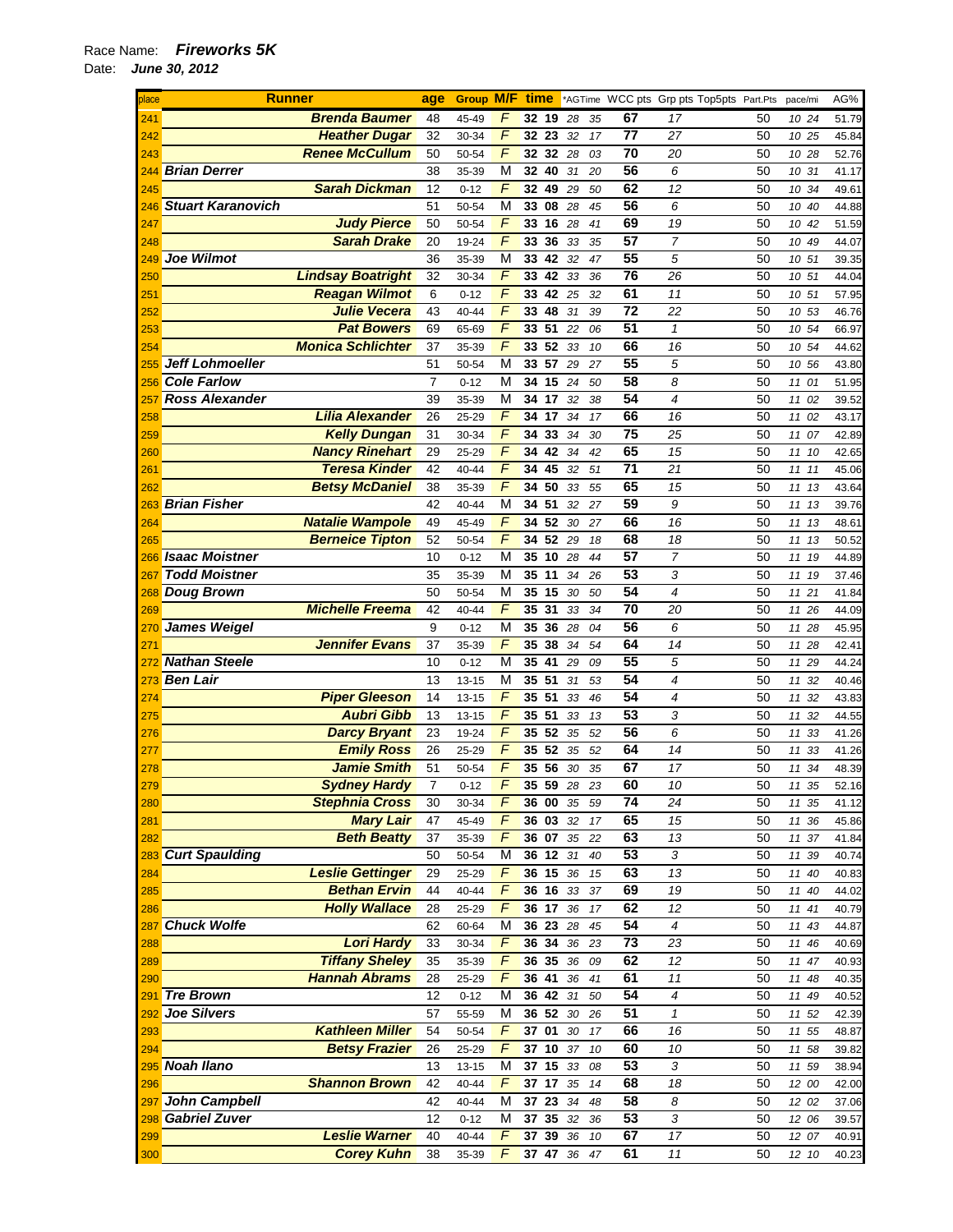Race Name: ***Fireworks 5K***

Date: ***June 30, 2012***

| place | Runner | age | Group | M/F | time | *AGTime | WCC pts | Grp pts | Top5pts | Part.Pts | pace/mi | AG% |
|---|---|---|---|---|---|---|---|---|---|---|---|---|
| 241 | Brenda Baumer | 48 | 45-49 | F | 32 19 | 28 35 | 67 | 17 | | 50 | 10 24 | 51.79 |
| 242 | Heather Dugar | 32 | 30-34 | F | 32 23 | 32 17 | 77 | 27 | | 50 | 10 25 | 45.84 |
| 243 | Renee McCullum | 50 | 50-54 | F | 32 32 | 28 03 | 70 | 20 | | 50 | 10 28 | 52.76 |
| 244 | Brian Derrer | 38 | 35-39 | M | 32 40 | 31 20 | 56 | 6 | | 50 | 10 31 | 41.17 |
| 245 | Sarah Dickman | 12 | 0-12 | F | 32 49 | 29 50 | 62 | 12 | | 50 | 10 34 | 49.61 |
| 246 | Stuart Karanovich | 51 | 50-54 | M | 33 08 | 28 45 | 56 | 6 | | 50 | 10 40 | 44.88 |
| 247 | Judy Pierce | 50 | 50-54 | F | 33 16 | 28 41 | 69 | 19 | | 50 | 10 42 | 51.59 |
| 248 | Sarah Drake | 20 | 19-24 | F | 33 36 | 33 35 | 57 | 7 | | 50 | 10 49 | 44.07 |
| 249 | Joe Wilmot | 36 | 35-39 | M | 33 42 | 32 47 | 55 | 5 | | 50 | 10 51 | 39.35 |
| 250 | Lindsay Boatright | 32 | 30-34 | F | 33 42 | 33 36 | 76 | 26 | | 50 | 10 51 | 44.04 |
| 251 | Reagan Wilmot | 6 | 0-12 | F | 33 42 | 25 32 | 61 | 11 | | 50 | 10 51 | 57.95 |
| 252 | Julie Vecera | 43 | 40-44 | F | 33 48 | 31 39 | 72 | 22 | | 50 | 10 53 | 46.76 |
| 253 | Pat Bowers | 69 | 65-69 | F | 33 51 | 22 06 | 51 | 1 | | 50 | 10 54 | 66.97 |
| 254 | Monica Schlichter | 37 | 35-39 | F | 33 52 | 33 10 | 66 | 16 | | 50 | 10 54 | 44.62 |
| 255 | Jeff Lohmoeller | 51 | 50-54 | M | 33 57 | 29 27 | 55 | 5 | | 50 | 10 56 | 43.80 |
| 256 | Cole Farlow | 7 | 0-12 | M | 34 15 | 24 50 | 58 | 8 | | 50 | 11 01 | 51.95 |
| 257 | Ross Alexander | 39 | 35-39 | M | 34 17 | 32 38 | 54 | 4 | | 50 | 11 02 | 39.52 |
| 258 | Lilia Alexander | 26 | 25-29 | F | 34 17 | 34 17 | 66 | 16 | | 50 | 11 02 | 43.17 |
| 259 | Kelly Dungan | 31 | 30-34 | F | 34 33 | 34 30 | 75 | 25 | | 50 | 11 07 | 42.89 |
| 260 | Nancy Rinehart | 29 | 25-29 | F | 34 42 | 34 42 | 65 | 15 | | 50 | 11 10 | 42.65 |
| 261 | Teresa Kinder | 42 | 40-44 | F | 34 45 | 32 51 | 71 | 21 | | 50 | 11 11 | 45.06 |
| 262 | Betsy McDaniel | 38 | 35-39 | F | 34 50 | 33 55 | 65 | 15 | | 50 | 11 13 | 43.64 |
| 263 | Brian Fisher | 42 | 40-44 | M | 34 51 | 32 27 | 59 | 9 | | 50 | 11 13 | 39.76 |
| 264 | Natalie Wampole | 49 | 45-49 | F | 34 52 | 30 27 | 66 | 16 | | 50 | 11 13 | 48.61 |
| 265 | Berneice Tipton | 52 | 50-54 | F | 34 52 | 29 18 | 68 | 18 | | 50 | 11 13 | 50.52 |
| 266 | Isaac Moistner | 10 | 0-12 | M | 35 10 | 28 44 | 57 | 7 | | 50 | 11 19 | 44.89 |
| 267 | Todd Moistner | 35 | 35-39 | M | 35 11 | 34 26 | 53 | 3 | | 50 | 11 19 | 37.46 |
| 268 | Doug Brown | 50 | 50-54 | M | 35 15 | 30 50 | 54 | 4 | | 50 | 11 21 | 41.84 |
| 269 | Michelle Freema | 42 | 40-44 | F | 35 31 | 33 34 | 70 | 20 | | 50 | 11 26 | 44.09 |
| 270 | James Weigel | 9 | 0-12 | M | 35 36 | 28 04 | 56 | 6 | | 50 | 11 28 | 45.95 |
| 271 | Jennifer Evans | 37 | 35-39 | F | 35 38 | 34 54 | 64 | 14 | | 50 | 11 28 | 42.41 |
| 272 | Nathan Steele | 10 | 0-12 | M | 35 41 | 29 09 | 55 | 5 | | 50 | 11 29 | 44.24 |
| 273 | Ben Lair | 13 | 13-15 | M | 35 51 | 31 53 | 54 | 4 | | 50 | 11 32 | 40.46 |
| 274 | Piper Gleeson | 14 | 13-15 | F | 35 51 | 33 46 | 54 | 4 | | 50 | 11 32 | 43.83 |
| 275 | Aubri Gibb | 13 | 13-15 | F | 35 51 | 33 13 | 53 | 3 | | 50 | 11 32 | 44.55 |
| 276 | Darcy Bryant | 23 | 19-24 | F | 35 52 | 35 52 | 56 | 6 | | 50 | 11 33 | 41.26 |
| 277 | Emily Ross | 26 | 25-29 | F | 35 52 | 35 52 | 64 | 14 | | 50 | 11 33 | 41.26 |
| 278 | Jamie Smith | 51 | 50-54 | F | 35 56 | 30 35 | 67 | 17 | | 50 | 11 34 | 48.39 |
| 279 | Sydney Hardy | 7 | 0-12 | F | 35 59 | 28 23 | 60 | 10 | | 50 | 11 35 | 52.16 |
| 280 | Stephnia Cross | 30 | 30-34 | F | 36 00 | 35 59 | 74 | 24 | | 50 | 11 35 | 41.12 |
| 281 | Mary Lair | 47 | 45-49 | F | 36 03 | 32 17 | 65 | 15 | | 50 | 11 36 | 45.86 |
| 282 | Beth Beatty | 37 | 35-39 | F | 36 07 | 35 22 | 63 | 13 | | 50 | 11 37 | 41.84 |
| 283 | Curt Spaulding | 50 | 50-54 | M | 36 12 | 31 40 | 53 | 3 | | 50 | 11 39 | 40.74 |
| 284 | Leslie Gettinger | 29 | 25-29 | F | 36 15 | 36 15 | 63 | 13 | | 50 | 11 40 | 40.83 |
| 285 | Bethan Ervin | 44 | 40-44 | F | 36 16 | 33 37 | 69 | 19 | | 50 | 11 40 | 44.02 |
| 286 | Holly Wallace | 28 | 25-29 | F | 36 17 | 36 17 | 62 | 12 | | 50 | 11 41 | 40.79 |
| 287 | Chuck Wolfe | 62 | 60-64 | M | 36 23 | 28 45 | 54 | 4 | | 50 | 11 43 | 44.87 |
| 288 | Lori Hardy | 33 | 30-34 | F | 36 34 | 36 23 | 73 | 23 | | 50 | 11 46 | 40.69 |
| 289 | Tiffany Sheley | 35 | 35-39 | F | 36 35 | 36 09 | 62 | 12 | | 50 | 11 47 | 40.93 |
| 290 | Hannah Abrams | 28 | 25-29 | F | 36 41 | 36 41 | 61 | 11 | | 50 | 11 48 | 40.35 |
| 291 | Tre Brown | 12 | 0-12 | M | 36 42 | 31 50 | 54 | 4 | | 50 | 11 49 | 40.52 |
| 292 | Joe Silvers | 57 | 55-59 | M | 36 52 | 30 26 | 51 | 1 | | 50 | 11 52 | 42.39 |
| 293 | Kathleen Miller | 54 | 50-54 | F | 37 01 | 30 17 | 66 | 16 | | 50 | 11 55 | 48.87 |
| 294 | Betsy Frazier | 26 | 25-29 | F | 37 10 | 37 10 | 60 | 10 | | 50 | 11 58 | 39.82 |
| 295 | Noah Ilano | 13 | 13-15 | M | 37 15 | 33 08 | 53 | 3 | | 50 | 11 59 | 38.94 |
| 296 | Shannon Brown | 42 | 40-44 | F | 37 17 | 35 14 | 68 | 18 | | 50 | 12 00 | 42.00 |
| 297 | John Campbell | 42 | 40-44 | M | 37 23 | 34 48 | 58 | 8 | | 50 | 12 02 | 37.06 |
| 298 | Gabriel Zuver | 12 | 0-12 | M | 37 35 | 32 36 | 53 | 3 | | 50 | 12 06 | 39.57 |
| 299 | Leslie Warner | 40 | 40-44 | F | 37 39 | 36 10 | 67 | 17 | | 50 | 12 07 | 40.91 |
| 300 | Corey Kuhn | 38 | 35-39 | F | 37 47 | 36 47 | 61 | 11 | | 50 | 12 10 | 40.23 |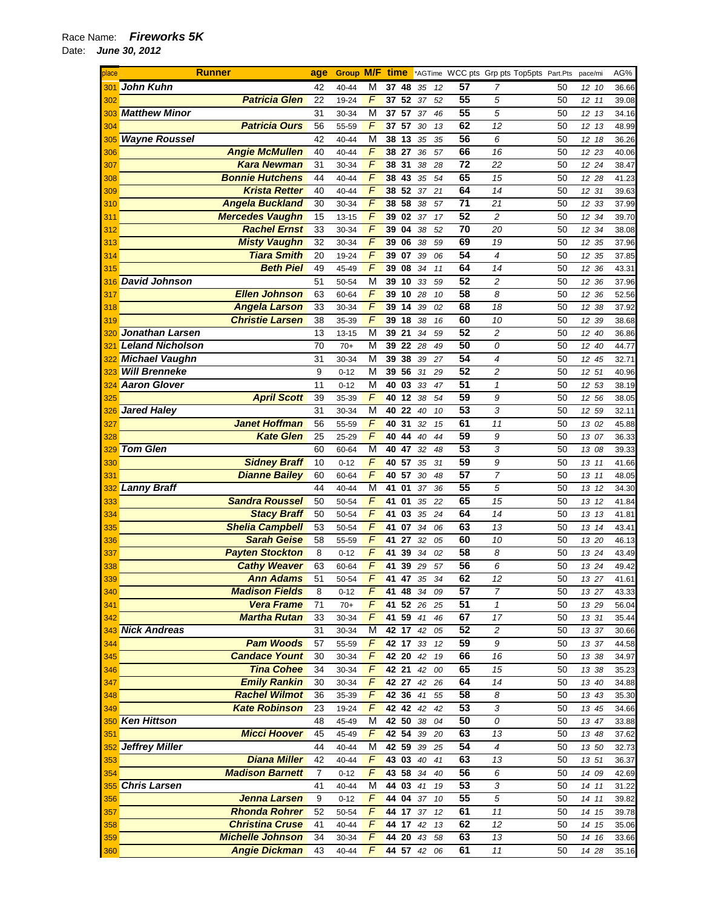Race Name: **Fireworks 5K**

Date: **June 30, 2012**

| place | Runner | age | Group | M/F | time | *AGTime | WCC pts | Grp pts | Top5pts | Part.Pts | pace/mi | AG% |
|---|---|---|---|---|---|---|---|---|---|---|---|---|
| 301 | John Kuhn | 42 | 40-44 | M | 37 48 | 35 12 | 57 | 7 | | 50 | 12 10 | 36.66 |
| 302 | Patricia Glen | 22 | 19-24 | F | 37 52 | 37 52 | 55 | 5 | | 50 | 12 11 | 39.08 |
| 303 | Matthew Minor | 31 | 30-34 | M | 37 57 | 37 46 | 55 | 5 | | 50 | 12 13 | 34.16 |
| 304 | Patricia Ours | 56 | 55-59 | F | 37 57 | 30 13 | 62 | 12 | | 50 | 12 13 | 48.99 |
| 305 | Wayne Roussel | 42 | 40-44 | M | 38 13 | 35 35 | 56 | 6 | | 50 | 12 18 | 36.26 |
| 306 | Angie McMullen | 40 | 40-44 | F | 38 27 | 36 57 | 66 | 16 | | 50 | 12 23 | 40.06 |
| 307 | Kara Newman | 31 | 30-34 | F | 38 31 | 38 28 | 72 | 22 | | 50 | 12 24 | 38.47 |
| 308 | Bonnie Hutchens | 44 | 40-44 | F | 38 43 | 35 54 | 65 | 15 | | 50 | 12 28 | 41.23 |
| 309 | Krista Retter | 40 | 40-44 | F | 38 52 | 37 21 | 64 | 14 | | 50 | 12 31 | 39.63 |
| 310 | Angela Buckland | 30 | 30-34 | F | 38 58 | 38 57 | 71 | 21 | | 50 | 12 33 | 37.99 |
| 311 | Mercedes Vaughn | 15 | 13-15 | F | 39 02 | 37 17 | 52 | 2 | | 50 | 12 34 | 39.70 |
| 312 | Rachel Ernst | 33 | 30-34 | F | 39 04 | 38 52 | 70 | 20 | | 50 | 12 34 | 38.08 |
| 313 | Misty Vaughn | 32 | 30-34 | F | 39 06 | 38 59 | 69 | 19 | | 50 | 12 35 | 37.96 |
| 314 | Tiara Smith | 20 | 19-24 | F | 39 07 | 39 06 | 54 | 4 | | 50 | 12 35 | 37.85 |
| 315 | Beth Piel | 49 | 45-49 | F | 39 08 | 34 11 | 64 | 14 | | 50 | 12 36 | 43.31 |
| 316 | David Johnson | 51 | 50-54 | M | 39 10 | 33 59 | 52 | 2 | | 50 | 12 36 | 37.96 |
| 317 | Ellen Johnson | 63 | 60-64 | F | 39 10 | 28 10 | 58 | 8 | | 50 | 12 36 | 52.56 |
| 318 | Angela Larson | 33 | 30-34 | F | 39 14 | 39 02 | 68 | 18 | | 50 | 12 38 | 37.92 |
| 319 | Christie Larsen | 38 | 35-39 | F | 39 18 | 38 16 | 60 | 10 | | 50 | 12 39 | 38.68 |
| 320 | Jonathan Larsen | 13 | 13-15 | M | 39 21 | 34 59 | 52 | 2 | | 50 | 12 40 | 36.86 |
| 321 | Leland Nicholson | 70 | 70+ | M | 39 22 | 28 49 | 50 | 0 | | 50 | 12 40 | 44.77 |
| 322 | Michael Vaughn | 31 | 30-34 | M | 39 38 | 39 27 | 54 | 4 | | 50 | 12 45 | 32.71 |
| 323 | Will Brenneke | 9 | 0-12 | M | 39 56 | 31 29 | 52 | 2 | | 50 | 12 51 | 40.96 |
| 324 | Aaron Glover | 11 | 0-12 | M | 40 03 | 33 47 | 51 | 1 | | 50 | 12 53 | 38.19 |
| 325 | April Scott | 39 | 35-39 | F | 40 12 | 38 54 | 59 | 9 | | 50 | 12 56 | 38.05 |
| 326 | Jared Haley | 31 | 30-34 | M | 40 22 | 40 10 | 53 | 3 | | 50 | 12 59 | 32.11 |
| 327 | Janet Hoffman | 56 | 55-59 | F | 40 31 | 32 15 | 61 | 11 | | 50 | 13 02 | 45.88 |
| 328 | Kate Glen | 25 | 25-29 | F | 40 44 | 40 44 | 59 | 9 | | 50 | 13 07 | 36.33 |
| 329 | Tom Glen | 60 | 60-64 | M | 40 47 | 32 48 | 53 | 3 | | 50 | 13 08 | 39.33 |
| 330 | Sidney Braff | 10 | 0-12 | F | 40 57 | 35 31 | 59 | 9 | | 50 | 13 11 | 41.66 |
| 331 | Dianne Bailey | 60 | 60-64 | F | 40 57 | 30 48 | 57 | 7 | | 50 | 13 11 | 48.05 |
| 332 | Lanny Braff | 44 | 40-44 | M | 41 01 | 37 36 | 55 | 5 | | 50 | 13 12 | 34.30 |
| 333 | Sandra Roussel | 50 | 50-54 | F | 41 01 | 35 22 | 65 | 15 | | 50 | 13 12 | 41.84 |
| 334 | Stacy Braff | 50 | 50-54 | F | 41 03 | 35 24 | 64 | 14 | | 50 | 13 13 | 41.81 |
| 335 | Shelia Campbell | 53 | 50-54 | F | 41 07 | 34 06 | 63 | 13 | | 50 | 13 14 | 43.41 |
| 336 | Sarah Geise | 58 | 55-59 | F | 41 27 | 32 05 | 60 | 10 | | 50 | 13 20 | 46.13 |
| 337 | Payten Stockton | 8 | 0-12 | F | 41 39 | 34 02 | 58 | 8 | | 50 | 13 24 | 43.49 |
| 338 | Cathy Weaver | 63 | 60-64 | F | 41 39 | 29 57 | 56 | 6 | | 50 | 13 24 | 49.42 |
| 339 | Ann Adams | 51 | 50-54 | F | 41 47 | 35 34 | 62 | 12 | | 50 | 13 27 | 41.61 |
| 340 | Madison Fields | 8 | 0-12 | F | 41 48 | 34 09 | 57 | 7 | | 50 | 13 27 | 43.33 |
| 341 | Vera Frame | 71 | 70+ | F | 41 52 | 26 25 | 51 | 1 | | 50 | 13 29 | 56.04 |
| 342 | Martha Rutan | 33 | 30-34 | F | 41 59 | 41 46 | 67 | 17 | | 50 | 13 31 | 35.44 |
| 343 | Nick Andreas | 31 | 30-34 | M | 42 17 | 42 05 | 52 | 2 | | 50 | 13 37 | 30.66 |
| 344 | Pam Woods | 57 | 55-59 | F | 42 17 | 33 12 | 59 | 9 | | 50 | 13 37 | 44.58 |
| 345 | Candace Yount | 30 | 30-34 | F | 42 20 | 42 19 | 66 | 16 | | 50 | 13 38 | 34.97 |
| 346 | Tina Cohee | 34 | 30-34 | F | 42 21 | 42 00 | 65 | 15 | | 50 | 13 38 | 35.23 |
| 347 | Emily Rankin | 30 | 30-34 | F | 42 27 | 42 26 | 64 | 14 | | 50 | 13 40 | 34.88 |
| 348 | Rachel Wilmot | 36 | 35-39 | F | 42 36 | 41 55 | 58 | 8 | | 50 | 13 43 | 35.30 |
| 349 | Kate Robinson | 23 | 19-24 | F | 42 42 | 42 42 | 53 | 3 | | 50 | 13 45 | 34.66 |
| 350 | Ken Hittson | 48 | 45-49 | M | 42 50 | 38 04 | 50 | 0 | | 50 | 13 47 | 33.88 |
| 351 | Micci Hoover | 45 | 45-49 | F | 42 54 | 39 20 | 63 | 13 | | 50 | 13 48 | 37.62 |
| 352 | Jeffrey Miller | 44 | 40-44 | M | 42 59 | 39 25 | 54 | 4 | | 50 | 13 50 | 32.73 |
| 353 | Diana Miller | 42 | 40-44 | F | 43 03 | 40 41 | 63 | 13 | | 50 | 13 51 | 36.37 |
| 354 | Madison Barnett | 7 | 0-12 | F | 43 58 | 34 40 | 56 | 6 | | 50 | 14 09 | 42.69 |
| 355 | Chris Larsen | 41 | 40-44 | M | 44 03 | 41 19 | 53 | 3 | | 50 | 14 11 | 31.22 |
| 356 | Jenna Larsen | 9 | 0-12 | F | 44 04 | 37 10 | 55 | 5 | | 50 | 14 11 | 39.82 |
| 357 | Rhonda Rohrer | 52 | 50-54 | F | 44 17 | 37 12 | 61 | 11 | | 50 | 14 15 | 39.78 |
| 358 | Christina Cruse | 41 | 40-44 | F | 44 17 | 42 13 | 62 | 12 | | 50 | 14 15 | 35.06 |
| 359 | Michelle Johnson | 34 | 30-34 | F | 44 20 | 43 58 | 63 | 13 | | 50 | 14 16 | 33.66 |
| 360 | Angie Dickman | 43 | 40-44 | F | 44 57 | 42 06 | 61 | 11 | | 50 | 14 28 | 35.16 |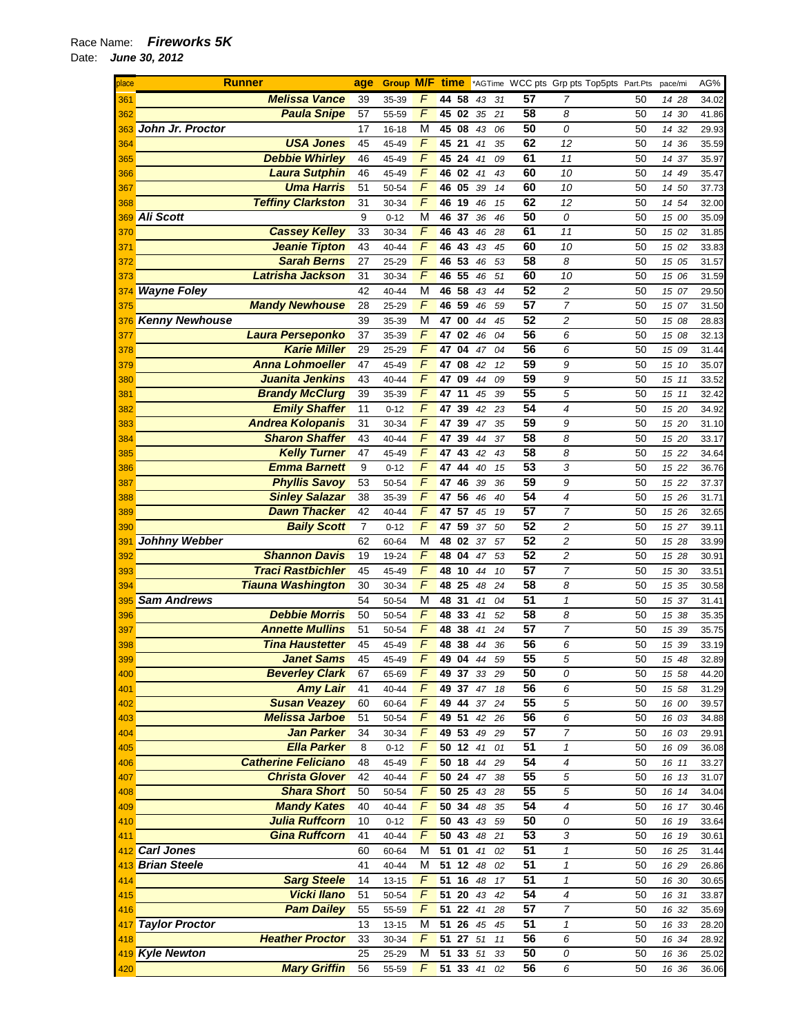Race Name: ***Fireworks 5K***

Date: ***June 30, 2012***

| place | Runner | age | Group | M/F | time | *AGTime | WCC pts | Grp pts | Top5pts | Part.Pts | pace/mi | AG% |
|---|---|---|---|---|---|---|---|---|---|---|---|---|
| 361 | Melissa Vance | 39 | 35-39 | F | 44 58 | 43 31 | 57 | 7 | | 50 | 14 28 | 34.02 |
| 362 | Paula Snipe | 57 | 55-59 | F | 45 02 | 35 21 | 58 | 8 | | 50 | 14 30 | 41.86 |
| 363 | John Jr. Proctor | 17 | 16-18 | M | 45 08 | 43 06 | 50 | 0 | | 50 | 14 32 | 29.93 |
| 364 | USA Jones | 45 | 45-49 | F | 45 21 | 41 35 | 62 | 12 | | 50 | 14 36 | 35.59 |
| 365 | Debbie Whirley | 46 | 45-49 | F | 45 24 | 41 09 | 61 | 11 | | 50 | 14 37 | 35.97 |
| 366 | Laura Sutphin | 46 | 45-49 | F | 46 02 | 41 43 | 60 | 10 | | 50 | 14 49 | 35.47 |
| 367 | Uma Harris | 51 | 50-54 | F | 46 05 | 39 14 | 60 | 10 | | 50 | 14 50 | 37.73 |
| 368 | Teffiny Clarkston | 31 | 30-34 | F | 46 19 | 46 15 | 62 | 12 | | 50 | 14 54 | 32.00 |
| 369 | Ali Scott | 9 | 0-12 | M | 46 37 | 36 46 | 50 | 0 | | 50 | 15 00 | 35.09 |
| 370 | Cassey Kelley | 33 | 30-34 | F | 46 43 | 46 28 | 61 | 11 | | 50 | 15 02 | 31.85 |
| 371 | Jeanie Tipton | 43 | 40-44 | F | 46 43 | 43 45 | 60 | 10 | | 50 | 15 02 | 33.83 |
| 372 | Sarah Berns | 27 | 25-29 | F | 46 53 | 46 53 | 58 | 8 | | 50 | 15 05 | 31.57 |
| 373 | Latrisha Jackson | 31 | 30-34 | F | 46 55 | 46 51 | 60 | 10 | | 50 | 15 06 | 31.59 |
| 374 | Wayne Foley | 42 | 40-44 | M | 46 58 | 43 44 | 52 | 2 | | 50 | 15 07 | 29.50 |
| 375 | Mandy Newhouse | 28 | 25-29 | F | 46 59 | 46 59 | 57 | 7 | | 50 | 15 07 | 31.50 |
| 376 | Kenny Newhouse | 39 | 35-39 | M | 47 00 | 44 45 | 52 | 2 | | 50 | 15 08 | 28.83 |
| 377 | Laura Perseponko | 37 | 35-39 | F | 47 02 | 46 04 | 56 | 6 | | 50 | 15 08 | 32.13 |
| 378 | Karie Miller | 29 | 25-29 | F | 47 04 | 47 04 | 56 | 6 | | 50 | 15 09 | 31.44 |
| 379 | Anna Lohmoeller | 47 | 45-49 | F | 47 08 | 42 12 | 59 | 9 | | 50 | 15 10 | 35.07 |
| 380 | Juanita Jenkins | 43 | 40-44 | F | 47 09 | 44 09 | 59 | 9 | | 50 | 15 11 | 33.52 |
| 381 | Brandy McClurg | 39 | 35-39 | F | 47 11 | 45 39 | 55 | 5 | | 50 | 15 11 | 32.42 |
| 382 | Emily Shaffer | 11 | 0-12 | F | 47 39 | 42 23 | 54 | 4 | | 50 | 15 20 | 34.92 |
| 383 | Andrea Kolopanis | 31 | 30-34 | F | 47 39 | 47 35 | 59 | 9 | | 50 | 15 20 | 31.10 |
| 384 | Sharon Shaffer | 43 | 40-44 | F | 47 39 | 44 37 | 58 | 8 | | 50 | 15 20 | 33.17 |
| 385 | Kelly Turner | 47 | 45-49 | F | 47 43 | 42 43 | 58 | 8 | | 50 | 15 22 | 34.64 |
| 386 | Emma Barnett | 9 | 0-12 | F | 47 44 | 40 15 | 53 | 3 | | 50 | 15 22 | 36.76 |
| 387 | Phyllis Savoy | 53 | 50-54 | F | 47 46 | 39 36 | 59 | 9 | | 50 | 15 22 | 37.37 |
| 388 | Sinley Salazar | 38 | 35-39 | F | 47 56 | 46 40 | 54 | 4 | | 50 | 15 26 | 31.71 |
| 389 | Dawn Thacker | 42 | 40-44 | F | 47 57 | 45 19 | 57 | 7 | | 50 | 15 26 | 32.65 |
| 390 | Baily Scott | 7 | 0-12 | F | 47 59 | 37 50 | 52 | 2 | | 50 | 15 27 | 39.11 |
| 391 | Johhny Webber | 62 | 60-64 | M | 48 02 | 37 57 | 52 | 2 | | 50 | 15 28 | 33.99 |
| 392 | Shannon Davis | 19 | 19-24 | F | 48 04 | 47 53 | 52 | 2 | | 50 | 15 28 | 30.91 |
| 393 | Traci Rastbichler | 45 | 45-49 | F | 48 10 | 44 10 | 57 | 7 | | 50 | 15 30 | 33.51 |
| 394 | Tiauna Washington | 30 | 30-34 | F | 48 25 | 48 24 | 58 | 8 | | 50 | 15 35 | 30.58 |
| 395 | Sam Andrews | 54 | 50-54 | M | 48 31 | 41 04 | 51 | 1 | | 50 | 15 37 | 31.41 |
| 396 | Debbie Morris | 50 | 50-54 | F | 48 33 | 41 52 | 58 | 8 | | 50 | 15 38 | 35.35 |
| 397 | Annette Mullins | 51 | 50-54 | F | 48 38 | 41 24 | 57 | 7 | | 50 | 15 39 | 35.75 |
| 398 | Tina Haustetter | 45 | 45-49 | F | 48 38 | 44 36 | 56 | 6 | | 50 | 15 39 | 33.19 |
| 399 | Janet Sams | 45 | 45-49 | F | 49 04 | 44 59 | 55 | 5 | | 50 | 15 48 | 32.89 |
| 400 | Beverley Clark | 67 | 65-69 | F | 49 37 | 33 29 | 50 | 0 | | 50 | 15 58 | 44.20 |
| 401 | Amy Lair | 41 | 40-44 | F | 49 37 | 47 18 | 56 | 6 | | 50 | 15 58 | 31.29 |
| 402 | Susan Veazey | 60 | 60-64 | F | 49 44 | 37 24 | 55 | 5 | | 50 | 16 00 | 39.57 |
| 403 | Melissa Jarboe | 51 | 50-54 | F | 49 51 | 42 26 | 56 | 6 | | 50 | 16 03 | 34.88 |
| 404 | Jan Parker | 34 | 30-34 | F | 49 53 | 49 29 | 57 | 7 | | 50 | 16 03 | 29.91 |
| 405 | Ella Parker | 8 | 0-12 | F | 50 12 | 41 01 | 51 | 1 | | 50 | 16 09 | 36.08 |
| 406 | Catherine Feliciano | 48 | 45-49 | F | 50 18 | 44 29 | 54 | 4 | | 50 | 16 11 | 33.27 |
| 407 | Christa Glover | 42 | 40-44 | F | 50 24 | 47 38 | 55 | 5 | | 50 | 16 13 | 31.07 |
| 408 | Shara Short | 50 | 50-54 | F | 50 25 | 43 28 | 55 | 5 | | 50 | 16 14 | 34.04 |
| 409 | Mandy Kates | 40 | 40-44 | F | 50 34 | 48 35 | 54 | 4 | | 50 | 16 17 | 30.46 |
| 410 | Julia Ruffcorn | 10 | 0-12 | F | 50 43 | 43 59 | 50 | 0 | | 50 | 16 19 | 33.64 |
| 411 | Gina Ruffcorn | 41 | 40-44 | F | 50 43 | 48 21 | 53 | 3 | | 50 | 16 19 | 30.61 |
| 412 | Carl Jones | 60 | 60-64 | M | 51 01 | 41 02 | 51 | 1 | | 50 | 16 25 | 31.44 |
| 413 | Brian Steele | 41 | 40-44 | M | 51 12 | 48 02 | 51 | 1 | | 50 | 16 29 | 26.86 |
| 414 | Sarg Steele | 14 | 13-15 | F | 51 16 | 48 17 | 51 | 1 | | 50 | 16 30 | 30.65 |
| 415 | Vicki Ilano | 51 | 50-54 | F | 51 20 | 43 42 | 54 | 4 | | 50 | 16 31 | 33.87 |
| 416 | Pam Dailey | 55 | 55-59 | F | 51 22 | 41 28 | 57 | 7 | | 50 | 16 32 | 35.69 |
| 417 | Taylor Proctor | 13 | 13-15 | M | 51 26 | 45 45 | 51 | 1 | | 50 | 16 33 | 28.20 |
| 418 | Heather Proctor | 33 | 30-34 | F | 51 27 | 51 11 | 56 | 6 | | 50 | 16 34 | 28.92 |
| 419 | Kyle Newton | 25 | 25-29 | M | 51 33 | 51 33 | 50 | 0 | | 50 | 16 36 | 25.02 |
| 420 | Mary Griffin | 56 | 55-59 | F | 51 33 | 41 02 | 56 | 6 | | 50 | 16 36 | 36.06 |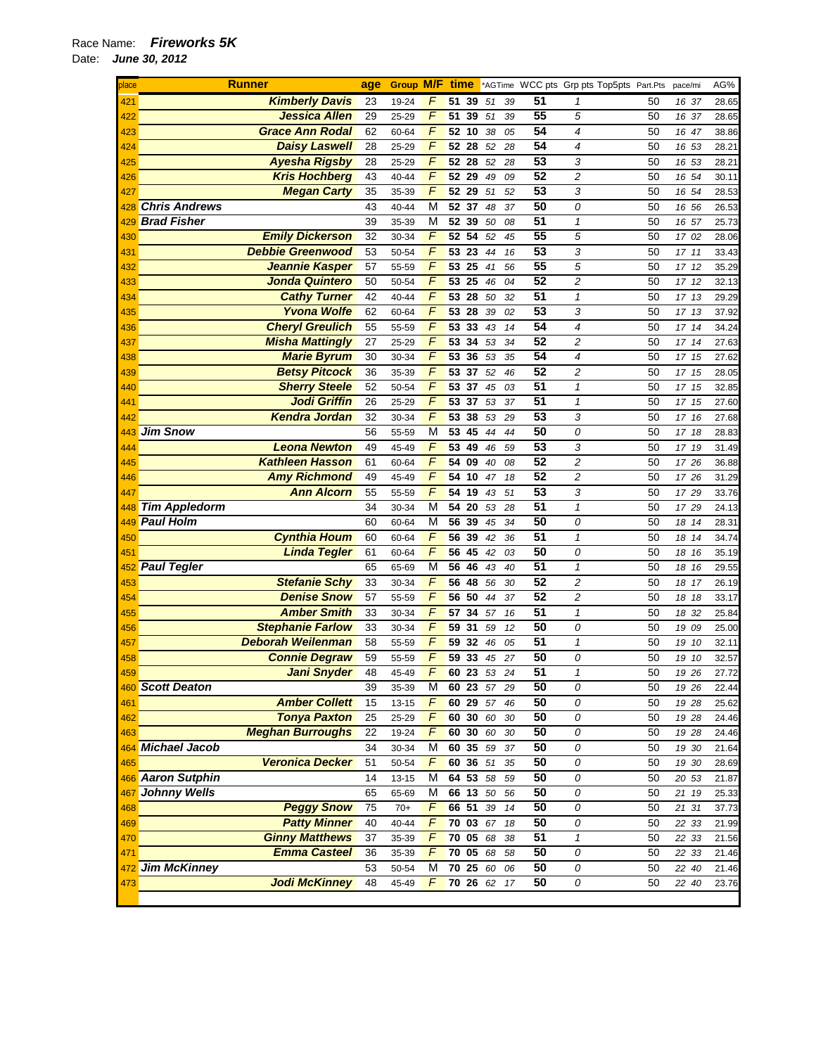Race Name: ***Fireworks 5K***

Date: ***June 30, 2012***

| place | Runner | age | Group | M/F | time | *AGTime | WCC pts | Grp pts | Top5pts | Part.Pts | pace/mi | AG% |
|---|---|---|---|---|---|---|---|---|---|---|---|---|
| 421 | Kimberly Davis | 23 | 19-24 | F | 51 39 | 51 39 | 51 | 1 | | 50 | 16 37 | 28.65 |
| 422 | Jessica Allen | 29 | 25-29 | F | 51 39 | 51 39 | 55 | 5 | | 50 | 16 37 | 28.65 |
| 423 | Grace Ann Rodal | 62 | 60-64 | F | 52 10 | 38 05 | 54 | 4 | | 50 | 16 47 | 38.86 |
| 424 | Daisy Laswell | 28 | 25-29 | F | 52 28 | 52 28 | 54 | 4 | | 50 | 16 53 | 28.21 |
| 425 | Ayesha Rigsby | 28 | 25-29 | F | 52 28 | 52 28 | 53 | 3 | | 50 | 16 53 | 28.21 |
| 426 | Kris Hochberg | 43 | 40-44 | F | 52 29 | 49 09 | 52 | 2 | | 50 | 16 54 | 30.11 |
| 427 | Megan Carty | 35 | 35-39 | F | 52 29 | 51 52 | 53 | 3 | | 50 | 16 54 | 28.53 |
| 428 | Chris Andrews | 43 | 40-44 | M | 52 37 | 48 37 | 50 | 0 | | 50 | 16 56 | 26.53 |
| 429 | Brad Fisher | 39 | 35-39 | M | 52 39 | 50 08 | 51 | 1 | | 50 | 16 57 | 25.73 |
| 430 | Emily Dickerson | 32 | 30-34 | F | 52 54 | 52 45 | 55 | 5 | | 50 | 17 02 | 28.06 |
| 431 | Debbie Greenwood | 53 | 50-54 | F | 53 23 | 44 16 | 53 | 3 | | 50 | 17 11 | 33.43 |
| 432 | Jeannie Kasper | 57 | 55-59 | F | 53 25 | 41 56 | 55 | 5 | | 50 | 17 12 | 35.29 |
| 433 | Jonda Quintero | 50 | 50-54 | F | 53 25 | 46 04 | 52 | 2 | | 50 | 17 12 | 32.13 |
| 434 | Cathy Turner | 42 | 40-44 | F | 53 28 | 50 32 | 51 | 1 | | 50 | 17 13 | 29.29 |
| 435 | Yvona Wolfe | 62 | 60-64 | F | 53 28 | 39 02 | 53 | 3 | | 50 | 17 13 | 37.92 |
| 436 | Cheryl Greulich | 55 | 55-59 | F | 53 33 | 43 14 | 54 | 4 | | 50 | 17 14 | 34.24 |
| 437 | Misha Mattingly | 27 | 25-29 | F | 53 34 | 53 34 | 52 | 2 | | 50 | 17 14 | 27.63 |
| 438 | Marie Byrum | 30 | 30-34 | F | 53 36 | 53 35 | 54 | 4 | | 50 | 17 15 | 27.62 |
| 439 | Betsy Pitcock | 36 | 35-39 | F | 53 37 | 52 46 | 52 | 2 | | 50 | 17 15 | 28.05 |
| 440 | Sherry Steele | 52 | 50-54 | F | 53 37 | 45 03 | 51 | 1 | | 50 | 17 15 | 32.85 |
| 441 | Jodi Griffin | 26 | 25-29 | F | 53 37 | 53 37 | 51 | 1 | | 50 | 17 15 | 27.60 |
| 442 | Kendra Jordan | 32 | 30-34 | F | 53 38 | 53 29 | 53 | 3 | | 50 | 17 16 | 27.68 |
| 443 | Jim Snow | 56 | 55-59 | M | 53 45 | 44 44 | 50 | 0 | | 50 | 17 18 | 28.83 |
| 444 | Leona Newton | 49 | 45-49 | F | 53 49 | 46 59 | 53 | 3 | | 50 | 17 19 | 31.49 |
| 445 | Kathleen Hasson | 61 | 60-64 | F | 54 09 | 40 08 | 52 | 2 | | 50 | 17 26 | 36.88 |
| 446 | Amy Richmond | 49 | 45-49 | F | 54 10 | 47 18 | 52 | 2 | | 50 | 17 26 | 31.29 |
| 447 | Ann Alcorn | 55 | 55-59 | F | 54 19 | 43 51 | 53 | 3 | | 50 | 17 29 | 33.76 |
| 448 | Tim Appledorm | 34 | 30-34 | M | 54 20 | 53 28 | 51 | 1 | | 50 | 17 29 | 24.13 |
| 449 | Paul Holm | 60 | 60-64 | M | 56 39 | 45 34 | 50 | 0 | | 50 | 18 14 | 28.31 |
| 450 | Cynthia Houm | 60 | 60-64 | F | 56 39 | 42 36 | 51 | 1 | | 50 | 18 14 | 34.74 |
| 451 | Linda Tegler | 61 | 60-64 | F | 56 45 | 42 03 | 50 | 0 | | 50 | 18 16 | 35.19 |
| 452 | Paul Tegler | 65 | 65-69 | M | 56 46 | 43 40 | 51 | 1 | | 50 | 18 16 | 29.55 |
| 453 | Stefanie Schy | 33 | 30-34 | F | 56 48 | 56 30 | 52 | 2 | | 50 | 18 17 | 26.19 |
| 454 | Denise Snow | 57 | 55-59 | F | 56 50 | 44 37 | 52 | 2 | | 50 | 18 18 | 33.17 |
| 455 | Amber Smith | 33 | 30-34 | F | 57 34 | 57 16 | 51 | 1 | | 50 | 18 32 | 25.84 |
| 456 | Stephanie Farlow | 33 | 30-34 | F | 59 31 | 59 12 | 50 | 0 | | 50 | 19 09 | 25.00 |
| 457 | Deborah Weilenman | 58 | 55-59 | F | 59 32 | 46 05 | 51 | 1 | | 50 | 19 10 | 32.11 |
| 458 | Connie Degraw | 59 | 55-59 | F | 59 33 | 45 27 | 50 | 0 | | 50 | 19 10 | 32.57 |
| 459 | Jani Snyder | 48 | 45-49 | F | 60 23 | 53 24 | 51 | 1 | | 50 | 19 26 | 27.72 |
| 460 | Scott Deaton | 39 | 35-39 | M | 60 23 | 57 29 | 50 | 0 | | 50 | 19 26 | 22.44 |
| 461 | Amber Collett | 15 | 13-15 | F | 60 29 | 57 46 | 50 | 0 | | 50 | 19 28 | 25.62 |
| 462 | Tonya Paxton | 25 | 25-29 | F | 60 30 | 60 30 | 50 | 0 | | 50 | 19 28 | 24.46 |
| 463 | Meghan Burroughs | 22 | 19-24 | F | 60 30 | 60 30 | 50 | 0 | | 50 | 19 28 | 24.46 |
| 464 | Michael Jacob | 34 | 30-34 | M | 60 35 | 59 37 | 50 | 0 | | 50 | 19 30 | 21.64 |
| 465 | Veronica Decker | 51 | 50-54 | F | 60 36 | 51 35 | 50 | 0 | | 50 | 19 30 | 28.69 |
| 466 | Aaron Sutphin | 14 | 13-15 | M | 64 53 | 58 59 | 50 | 0 | | 50 | 20 53 | 21.87 |
| 467 | Johnny Wells | 65 | 65-69 | M | 66 13 | 50 56 | 50 | 0 | | 50 | 21 19 | 25.33 |
| 468 | Peggy Snow | 75 | 70+ | F | 66 51 | 39 14 | 50 | 0 | | 50 | 21 31 | 37.73 |
| 469 | Patty Minner | 40 | 40-44 | F | 70 03 | 67 18 | 50 | 0 | | 50 | 22 33 | 21.99 |
| 470 | Ginny Matthews | 37 | 35-39 | F | 70 05 | 68 38 | 51 | 1 | | 50 | 22 33 | 21.56 |
| 471 | Emma Casteel | 36 | 35-39 | F | 70 05 | 68 58 | 50 | 0 | | 50 | 22 33 | 21.46 |
| 472 | Jim McKinney | 53 | 50-54 | M | 70 25 | 60 06 | 50 | 0 | | 50 | 22 40 | 21.46 |
| 473 | Jodi McKinney | 48 | 45-49 | F | 70 26 | 62 17 | 50 | 0 | | 50 | 22 40 | 23.76 |